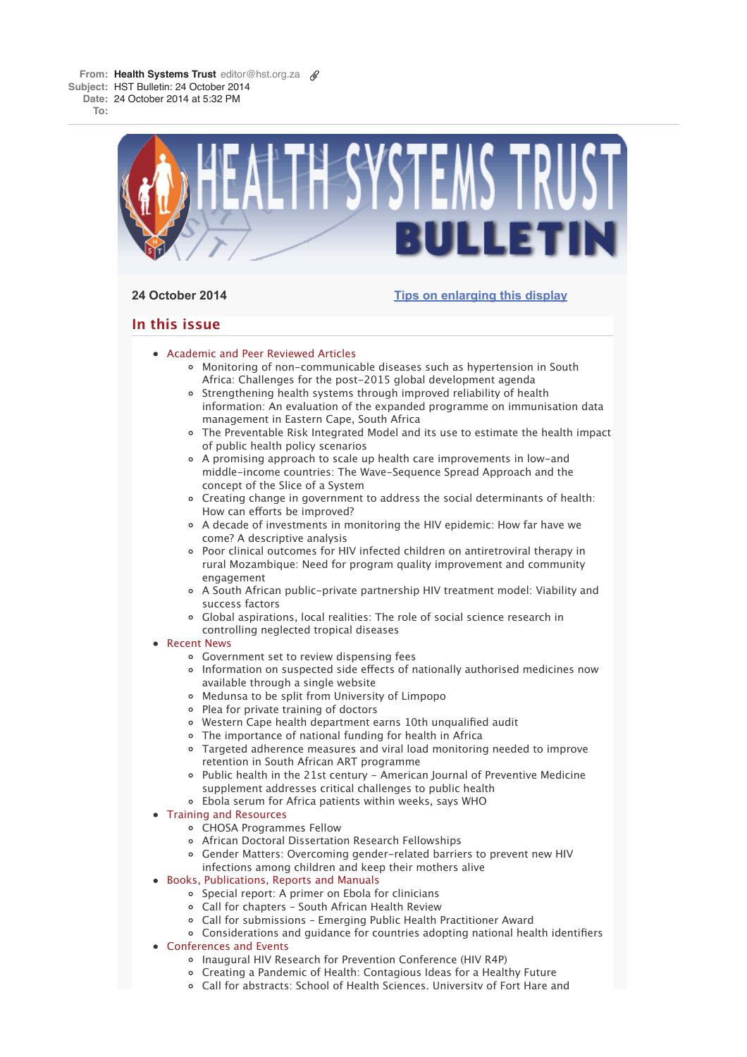**From:** **Health Systems Trust** editor@hst.org.za
**Subject:** HST Bulletin: 24 October 2014
**Date:** 24 October 2014 at 5:32 PM
**To:**

---

# HEALTH SYSTEMS TRUST BULLETIN

**24 October 2014**

[Tips on enlarging this display]

## In this issue

- Academic and Peer Reviewed Articles
  - Monitoring of non-communicable diseases such as hypertension in South Africa: Challenges for the post-2015 global development agenda
  - Strengthening health systems through improved reliability of health information: An evaluation of the expanded programme on immunisation data management in Eastern Cape, South Africa
  - The Preventable Risk Integrated Model and its use to estimate the health impact of public health policy scenarios
  - A promising approach to scale up health care improvements in low-and middle-income countries: The Wave-Sequence Spread Approach and the concept of the Slice of a System
  - Creating change in government to address the social determinants of health: How can efforts be improved?
  - A decade of investments in monitoring the HIV epidemic: How far have we come? A descriptive analysis
  - Poor clinical outcomes for HIV infected children on antiretroviral therapy in rural Mozambique: Need for program quality improvement and community engagement
  - A South African public-private partnership HIV treatment model: Viability and success factors
  - Global aspirations, local realities: The role of social science research in controlling neglected tropical diseases
- Recent News
  - Government set to review dispensing fees
  - Information on suspected side effects of nationally authorised medicines now available through a single website
  - Medunsa to be split from University of Limpopo
  - Plea for private training of doctors
  - Western Cape health department earns 10th unqualified audit
  - The importance of national funding for health in Africa
  - Targeted adherence measures and viral load monitoring needed to improve retention in South African ART programme
  - Public health in the 21st century - American Journal of Preventive Medicine supplement addresses critical challenges to public health
  - Ebola serum for Africa patients within weeks, says WHO
- Training and Resources
  - CHOSA Programmes Fellow
  - African Doctoral Dissertation Research Fellowships
  - Gender Matters: Overcoming gender-related barriers to prevent new HIV infections among children and keep their mothers alive
- Books, Publications, Reports and Manuals
  - Special report: A primer on Ebola for clinicians
  - Call for chapters - South African Health Review
  - Call for submissions - Emerging Public Health Practitioner Award
  - Considerations and guidance for countries adopting national health identifiers
- Conferences and Events
  - Inaugural HIV Research for Prevention Conference (HIV R4P)
  - Creating a Pandemic of Health: Contagious Ideas for a Healthy Future
  - Call for abstracts: School of Health Sciences. University of Fort Hare and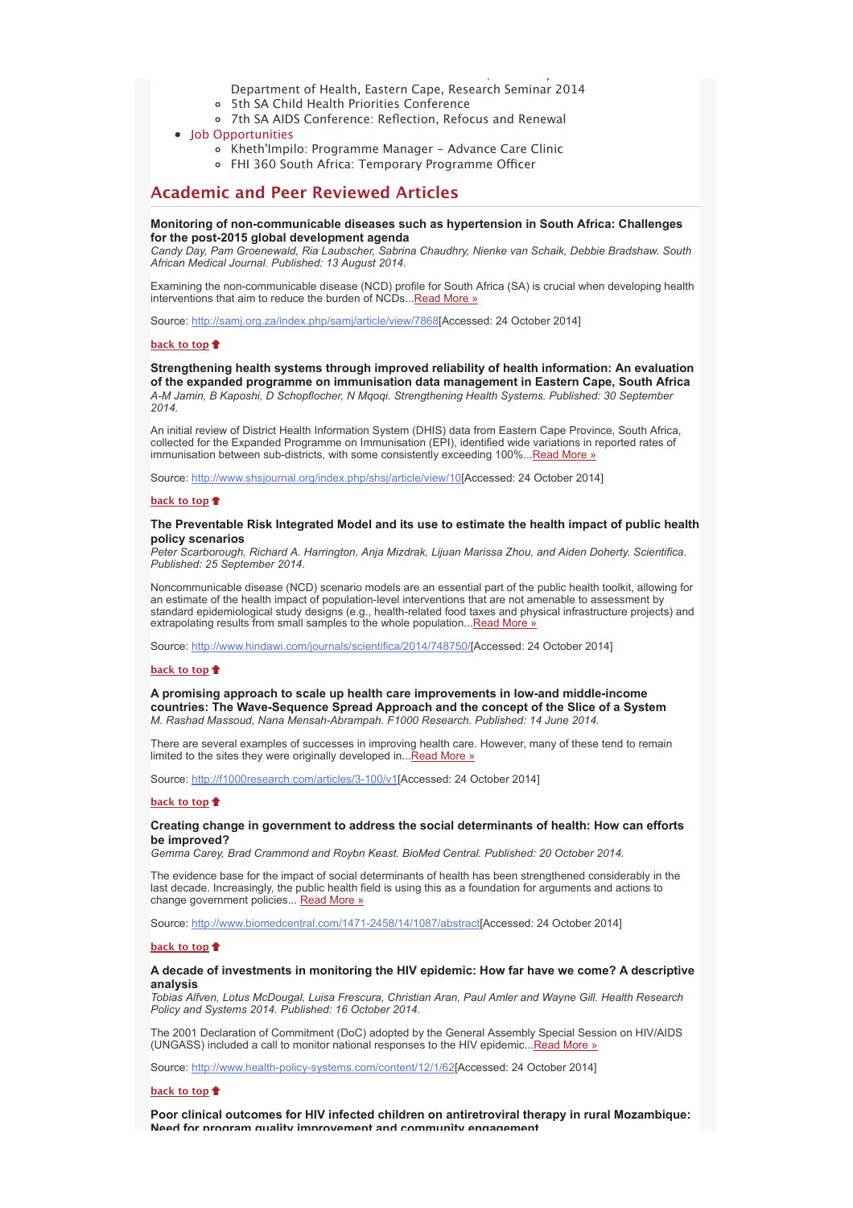- Department of Health, Eastern Cape, Research Seminar 2014
  - 5th SA Child Health Priorities Conference
  - 7th SA AIDS Conference: Reflection, Refocus and Renewal
- Job Opportunities
  - Kheth'Impilo: Programme Manager – Advance Care Clinic
  - FHI 360 South Africa: Temporary Programme Officer

## Academic and Peer Reviewed Articles

**Monitoring of non-communicable diseases such as hypertension in South Africa: Challenges for the post-2015 global development agenda**
*Candy Day, Pam Groenewald, Ria Laubscher, Sabrina Chaudhry, Nienke van Schaik, Debbie Bradshaw. South African Medical Journal. Published: 13 August 2014.*

Examining the non-communicable disease (NCD) profile for South Africa (SA) is crucial when developing health interventions that aim to reduce the burden of NCDs...Read More »

Source: http://samj.org.za/index.php/samj/article/view/7868[Accessed: 24 October 2014]

back to top

**Strengthening health systems through improved reliability of health information: An evaluation of the expanded programme on immunisation data management in Eastern Cape, South Africa**
*A-M Jamin, B Kaposhi, D Schopflocher, N Mqoqi. Strengthening Health Systems. Published: 30 September 2014.*

An initial review of District Health Information System (DHIS) data from Eastern Cape Province, South Africa, collected for the Expanded Programme on Immunisation (EPI), identified wide variations in reported rates of immunisation between sub-districts, with some consistently exceeding 100%...Read More »

Source: http://www.shsjournal.org/index.php/shsj/article/view/10[Accessed: 24 October 2014]

back to top

**The Preventable Risk Integrated Model and its use to estimate the health impact of public health policy scenarios**
*Peter Scarborough, Richard A. Harrington, Anja Mizdrak, Lijuan Marissa Zhou, and Aiden Doherty. Scientifica. Published: 25 September 2014.*

Noncommunicable disease (NCD) scenario models are an essential part of the public health toolkit, allowing for an estimate of the health impact of population-level interventions that are not amenable to assessment by standard epidemiological study designs (e.g., health-related food taxes and physical infrastructure projects) and extrapolating results from small samples to the whole population...Read More »

Source: http://www.hindawi.com/journals/scientifica/2014/748750/[Accessed: 24 October 2014]

back to top

**A promising approach to scale up health care improvements in low-and middle-income countries: The Wave-Sequence Spread Approach and the concept of the Slice of a System**
*M. Rashad Massoud, Nana Mensah-Abrampah. F1000 Research. Published: 14 June 2014.*

There are several examples of successes in improving health care. However, many of these tend to remain limited to the sites they were originally developed in...Read More »

Source: http://f1000research.com/articles/3-100/v1[Accessed: 24 October 2014]

back to top

**Creating change in government to address the social determinants of health: How can efforts be improved?**
*Gemma Carey, Brad Crammond and Roybn Keast. BioMed Central. Published: 20 October 2014.*

The evidence base for the impact of social determinants of health has been strengthened considerably in the last decade. Increasingly, the public health field is using this as a foundation for arguments and actions to change government policies... Read More »

Source: http://www.biomedcentral.com/1471-2458/14/1087/abstract[Accessed: 24 October 2014]

back to top

**A decade of investments in monitoring the HIV epidemic: How far have we come? A descriptive analysis**
*Tobias Alfven, Lotus McDougal, Luisa Frescura, Christian Aran, Paul Amler and Wayne Gill. Health Research Policy and Systems 2014. Published: 16 October 2014.*

The 2001 Declaration of Commitment (DoC) adopted by the General Assembly Special Session on HIV/AIDS (UNGASS) included a call to monitor national responses to the HIV epidemic...Read More »

Source: http://www.health-policy-systems.com/content/12/1/62[Accessed: 24 October 2014]

back to top

**Poor clinical outcomes for HIV infected children on antiretroviral therapy in rural Mozambique: Need for program quality improvement and community engagement**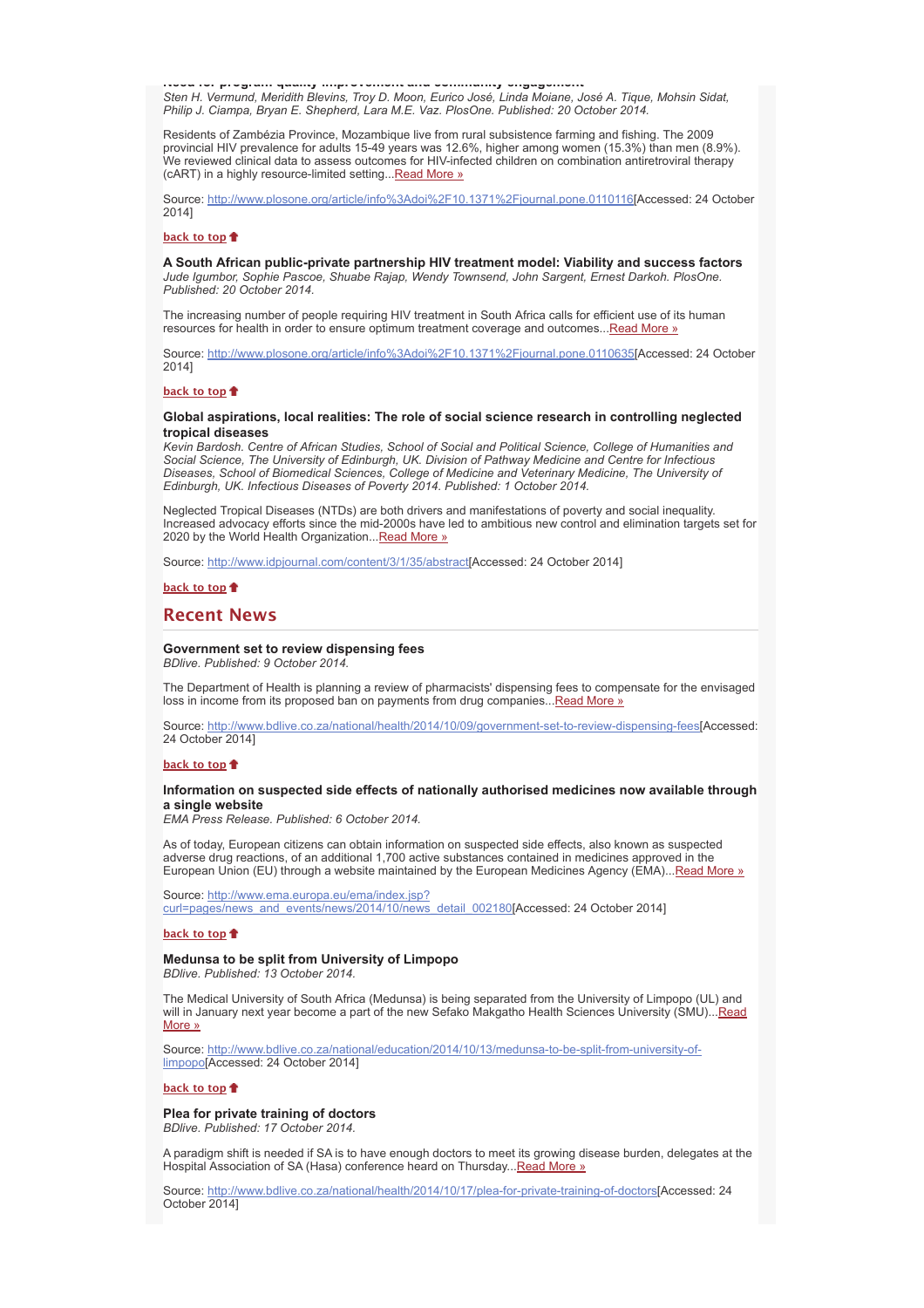*Sten H. Vermund, Meridith Blevins, Troy D. Moon, Eurico José, Linda Moiane, José A. Tique, Mohsin Sidat, Philip J. Ciampa, Bryan E. Shepherd, Lara M.E. Vaz. PlosOne. Published: 20 October 2014.*

Residents of Zambézia Province, Mozambique live from rural subsistence farming and fishing. The 2009 provincial HIV prevalence for adults 15-49 years was 12.6%, higher among women (15.3%) than men (8.9%). We reviewed clinical data to assess outcomes for HIV-infected children on combination antiretroviral therapy (cART) in a highly resource-limited setting...[Read More »](http://www.plosone.org/article/info%3Adoi%2F10.1371%2Fjournal.pone.0110116)

Source: http://www.plosone.org/article/info%3Adoi%2F10.1371%2Fjournal.pone.0110116[Accessed: 24 October 2014]

back to top

**A South African public-private partnership HIV treatment model: Viability and success factors**
*Jude Igumbor, Sophie Pascoe, Shuabe Rajap, Wendy Townsend, John Sargent, Ernest Darkoh. PlosOne. Published: 20 October 2014.*

The increasing number of people requiring HIV treatment in South Africa calls for efficient use of its human resources for health in order to ensure optimum treatment coverage and outcomes...[Read More »](http://www.plosone.org/article/info%3Adoi%2F10.1371%2Fjournal.pone.0110635)

Source: http://www.plosone.org/article/info%3Adoi%2F10.1371%2Fjournal.pone.0110635[Accessed: 24 October 2014]

back to top

**Global aspirations, local realities: The role of social science research in controlling neglected tropical diseases**
*Kevin Bardosh. Centre of African Studies, School of Social and Political Science, College of Humanities and Social Science, The University of Edinburgh, UK. Division of Pathway Medicine and Centre for Infectious Diseases, School of Biomedical Sciences, College of Medicine and Veterinary Medicine, The University of Edinburgh, UK. Infectious Diseases of Poverty 2014. Published: 1 October 2014.*

Neglected Tropical Diseases (NTDs) are both drivers and manifestations of poverty and social inequality. Increased advocacy efforts since the mid-2000s have led to ambitious new control and elimination targets set for 2020 by the World Health Organization...[Read More »](http://www.idpjournal.com/content/3/1/35/abstract)

Source: http://www.idpjournal.com/content/3/1/35/abstract[Accessed: 24 October 2014]

back to top

## Recent News

**Government set to review dispensing fees**
*BDlive. Published: 9 October 2014.*

The Department of Health is planning a review of pharmacists' dispensing fees to compensate for the envisaged loss in income from its proposed ban on payments from drug companies...[Read More »](http://www.bdlive.co.za/national/health/2014/10/09/government-set-to-review-dispensing-fees)

Source: http://www.bdlive.co.za/national/health/2014/10/09/government-set-to-review-dispensing-fees[Accessed: 24 October 2014]

back to top

**Information on suspected side effects of nationally authorised medicines now available through a single website**
*EMA Press Release. Published: 6 October 2014.*

As of today, European citizens can obtain information on suspected side effects, also known as suspected adverse drug reactions, of an additional 1,700 active substances contained in medicines approved in the European Union (EU) through a website maintained by the European Medicines Agency (EMA)...[Read More »](http://www.ema.europa.eu/ema/index.jsp?curl=pages/news_and_events/news/2014/10/news_detail_002180)

Source: http://www.ema.europa.eu/ema/index.jsp?curl=pages/news_and_events/news/2014/10/news_detail_002180[Accessed: 24 October 2014]

back to top

**Medunsa to be split from University of Limpopo**
*BDlive. Published: 13 October 2014.*

The Medical University of South Africa (Medunsa) is being separated from the University of Limpopo (UL) and will in January next year become a part of the new Sefako Makgatho Health Sciences University (SMU)...[Read More »](http://www.bdlive.co.za/national/education/2014/10/13/medunsa-to-be-split-from-university-of-limpopo)

Source: http://www.bdlive.co.za/national/education/2014/10/13/medunsa-to-be-split-from-university-of-limpopo[Accessed: 24 October 2014]

back to top

**Plea for private training of doctors**
*BDlive. Published: 17 October 2014.*

A paradigm shift is needed if SA is to have enough doctors to meet its growing disease burden, delegates at the Hospital Association of SA (Hasa) conference heard on Thursday...[Read More »](http://www.bdlive.co.za/national/health/2014/10/17/plea-for-private-training-of-doctors)

Source: http://www.bdlive.co.za/national/health/2014/10/17/plea-for-private-training-of-doctors[Accessed: 24 October 2014]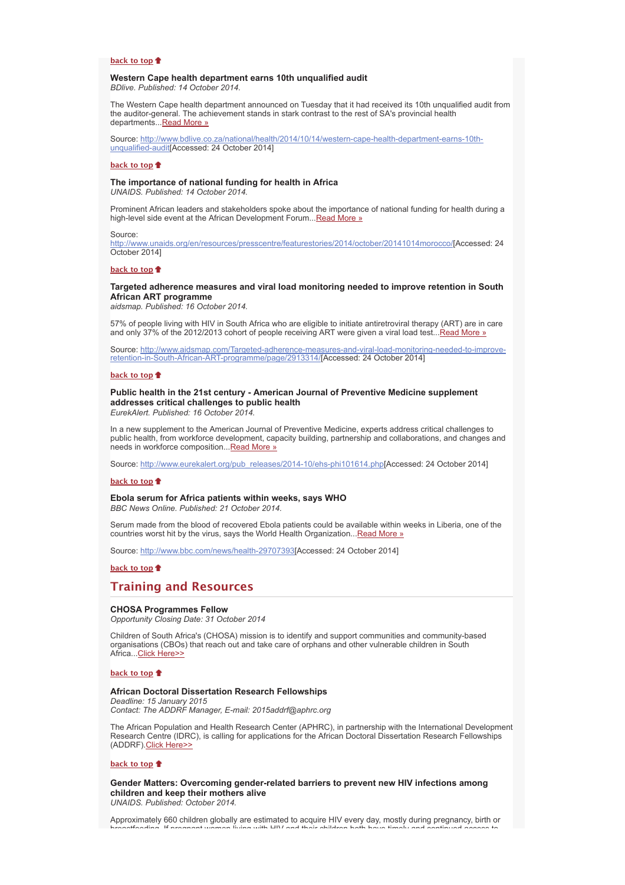[back to top](#)

### Western Cape health department earns 10th unqualified audit

*BDlive. Published: 14 October 2014.*

The Western Cape health department announced on Tuesday that it had received its 10th unqualified audit from the auditor-general. The achievement stands in stark contrast to the rest of SA's provincial health departments...[Read More »](http://www.bdlive.co.za/national/health/2014/10/14/western-cape-health-department-earns-10th-unqualified-audit)

Source: [http://www.bdlive.co.za/national/health/2014/10/14/western-cape-health-department-earns-10th-unqualified-audit](http://www.bdlive.co.za/national/health/2014/10/14/western-cape-health-department-earns-10th-unqualified-audit)[Accessed: 24 October 2014]

[back to top](#)

### The importance of national funding for health in Africa

*UNAIDS. Published: 14 October 2014.*

Prominent African leaders and stakeholders spoke about the importance of national funding for health during a high-level side event at the African Development Forum...[Read More »](http://www.unaids.org/en/resources/presscentre/featurestories/2014/october/20141014morocco/)

Source: [http://www.unaids.org/en/resources/presscentre/featurestories/2014/october/20141014morocco/](http://www.unaids.org/en/resources/presscentre/featurestories/2014/october/20141014morocco/)[Accessed: 24 October 2014]

[back to top](#)

### Targeted adherence measures and viral load monitoring needed to improve retention in South African ART programme

*aidsmap. Published: 16 October 2014.*

57% of people living with HIV in South Africa who are eligible to initiate antiretroviral therapy (ART) are in care and only 37% of the 2012/2013 cohort of people receiving ART were given a viral load test...[Read More »](http://www.aidsmap.com/Targeted-adherence-measures-and-viral-load-monitoring-needed-to-improve-retention-in-South-African-ART-programme/page/2913314/)

Source: [http://www.aidsmap.com/Targeted-adherence-measures-and-viral-load-monitoring-needed-to-improve-retention-in-South-African-ART-programme/page/2913314/](http://www.aidsmap.com/Targeted-adherence-measures-and-viral-load-monitoring-needed-to-improve-retention-in-South-African-ART-programme/page/2913314/)[Accessed: 24 October 2014]

[back to top](#)

### Public health in the 21st century - American Journal of Preventive Medicine supplement addresses critical challenges to public health

*EurekAlert. Published: 16 October 2014.*

In a new supplement to the American Journal of Preventive Medicine, experts address critical challenges to public health, from workforce development, capacity building, partnership and collaborations, and changes and needs in workforce composition...[Read More »](http://www.eurekalert.org/pub_releases/2014-10/ehs-phi101614.php)

Source: [http://www.eurekalert.org/pub_releases/2014-10/ehs-phi101614.php](http://www.eurekalert.org/pub_releases/2014-10/ehs-phi101614.php)[Accessed: 24 October 2014]

[back to top](#)

### Ebola serum for Africa patients within weeks, says WHO

*BBC News Online. Published: 21 October 2014.*

Serum made from the blood of recovered Ebola patients could be available within weeks in Liberia, one of the countries worst hit by the virus, says the World Health Organization...[Read More »](http://www.bbc.com/news/health-29707393)

Source: [http://www.bbc.com/news/health-29707393](http://www.bbc.com/news/health-29707393)[Accessed: 24 October 2014]

[back to top](#)

## Training and Resources

### CHOSA Programmes Fellow

*Opportunity Closing Date: 31 October 2014*

Children of South Africa's (CHOSA) mission is to identify and support communities and community-based organisations (CBOs) that reach out and take care of orphans and other vulnerable children in South Africa...Click Here>>

[back to top](#)

### African Doctoral Dissertation Research Fellowships

*Deadline: 15 January 2015*
*Contact: The ADDRF Manager, E-mail: 2015addrf@aphrc.org*

The African Population and Health Research Center (APHRC), in partnership with the International Development Research Centre (IDRC), is calling for applications for the African Doctoral Dissertation Research Fellowships (ADDRF).Click Here>>

[back to top](#)

### Gender Matters: Overcoming gender-related barriers to prevent new HIV infections among children and keep their mothers alive

*UNAIDS. Published: October 2014.*

Approximately 660 children globally are estimated to acquire HIV every day, mostly during pregnancy, birth or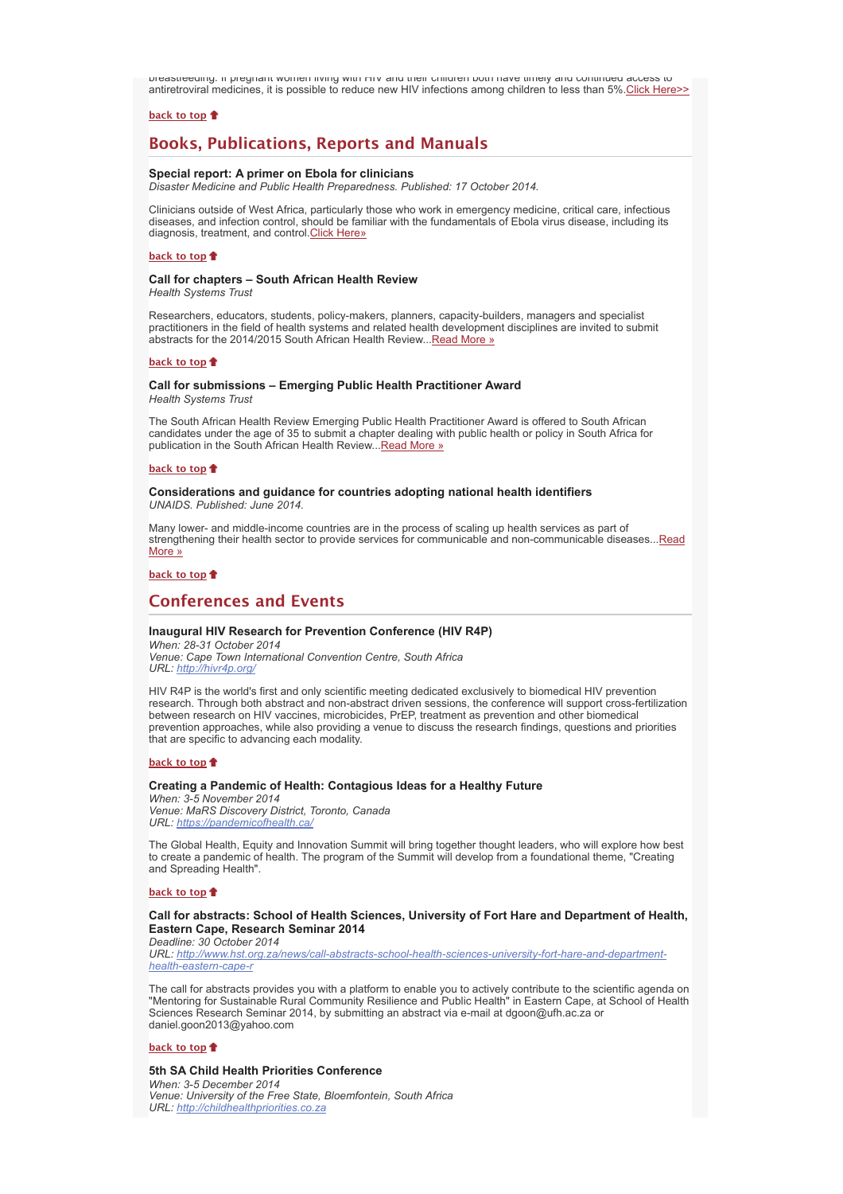breastfeeding. If pregnant women living with HIV and their children both have timely and continued access to antiretroviral medicines, it is possible to reduce new HIV infections among children to less than 5%.Click Here>>

back to top

## Books, Publications, Reports and Manuals

**Special report: A primer on Ebola for clinicians**
*Disaster Medicine and Public Health Preparedness. Published: 17 October 2014.*

Clinicians outside of West Africa, particularly those who work in emergency medicine, critical care, infectious diseases, and infection control, should be familiar with the fundamentals of Ebola virus disease, including its diagnosis, treatment, and control.Click Here»

back to top

**Call for chapters – South African Health Review**
*Health Systems Trust*

Researchers, educators, students, policy-makers, planners, capacity-builders, managers and specialist practitioners in the field of health systems and related health development disciplines are invited to submit abstracts for the 2014/2015 South African Health Review...Read More »

back to top

**Call for submissions – Emerging Public Health Practitioner Award**
*Health Systems Trust*

The South African Health Review Emerging Public Health Practitioner Award is offered to South African candidates under the age of 35 to submit a chapter dealing with public health or policy in South Africa for publication in the South African Health Review...Read More »

back to top

**Considerations and guidance for countries adopting national health identifiers**
*UNAIDS. Published: June 2014.*

Many lower- and middle-income countries are in the process of scaling up health services as part of strengthening their health sector to provide services for communicable and non-communicable diseases...Read More »

back to top

## Conferences and Events

**Inaugural HIV Research for Prevention Conference (HIV R4P)**
*When: 28-31 October 2014*
*Venue: Cape Town International Convention Centre, South Africa*
*URL: http://hivr4p.org/*

HIV R4P is the world's first and only scientific meeting dedicated exclusively to biomedical HIV prevention research. Through both abstract and non-abstract driven sessions, the conference will support cross-fertilization between research on HIV vaccines, microbicides, PrEP, treatment as prevention and other biomedical prevention approaches, while also providing a venue to discuss the research findings, questions and priorities that are specific to advancing each modality.

back to top

**Creating a Pandemic of Health: Contagious Ideas for a Healthy Future**
*When: 3-5 November 2014*
*Venue: MaRS Discovery District, Toronto, Canada*
*URL: https://pandemicofhealth.ca/*

The Global Health, Equity and Innovation Summit will bring together thought leaders, who will explore how best to create a pandemic of health. The program of the Summit will develop from a foundational theme, "Creating and Spreading Health".

back to top

**Call for abstracts: School of Health Sciences, University of Fort Hare and Department of Health, Eastern Cape, Research Seminar 2014**
*Deadline: 30 October 2014*
*URL: http://www.hst.org.za/news/call-abstracts-school-health-sciences-university-fort-hare-and-department-health-eastern-cape-r*

The call for abstracts provides you with a platform to enable you to actively contribute to the scientific agenda on "Mentoring for Sustainable Rural Community Resilience and Public Health" in Eastern Cape, at School of Health Sciences Research Seminar 2014, by submitting an abstract via e-mail at dgoon@ufh.ac.za or daniel.goon2013@yahoo.com

back to top

**5th SA Child Health Priorities Conference**
*When: 3-5 December 2014*
*Venue: University of the Free State, Bloemfontein, South Africa*
*URL: http://childhealthpriorities.co.za*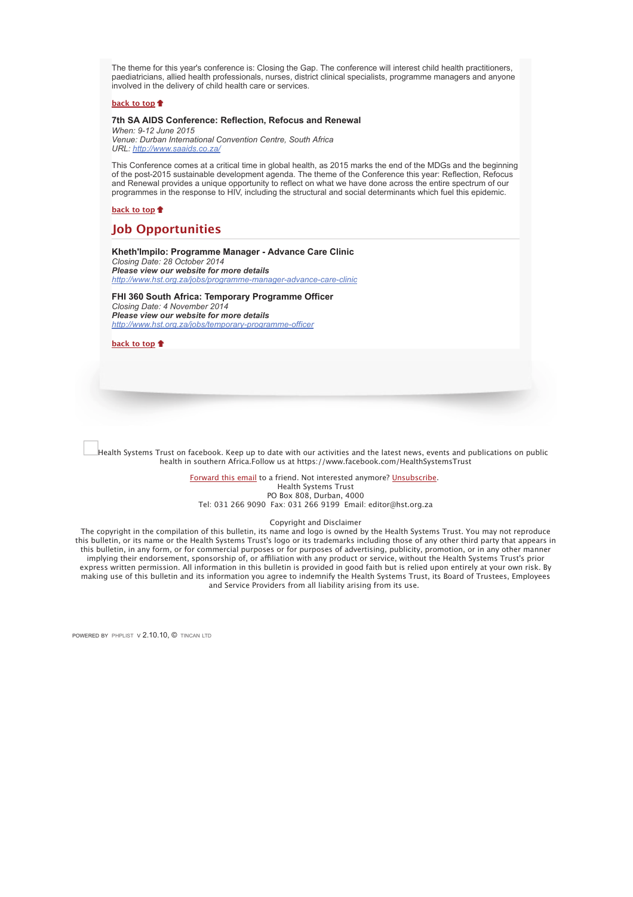The theme for this year's conference is: Closing the Gap. The conference will interest child health practitioners, paediatricians, allied health professionals, nurses, district clinical specialists, programme managers and anyone involved in the delivery of child health care or services.

[back to top]

### 7th SA AIDS Conference: Reflection, Refocus and Renewal

*When: 9-12 June 2015*
*Venue: Durban International Convention Centre, South Africa*
*URL: http://www.saaids.co.za/*

This Conference comes at a critical time in global health, as 2015 marks the end of the MDGs and the beginning of the post-2015 sustainable development agenda. The theme of the Conference this year: Reflection, Refocus and Renewal provides a unique opportunity to reflect on what we have done across the entire spectrum of our programmes in the response to HIV, including the structural and social determinants which fuel this epidemic.

[back to top]

## Job Opportunities

### Kheth'Impilo: Programme Manager - Advance Care Clinic

*Closing Date: 28 October 2014*
***Please view our website for more details***
*http://www.hst.org.za/jobs/programme-manager-advance-care-clinic*

### FHI 360 South Africa: Temporary Programme Officer

*Closing Date: 4 November 2014*
***Please view our website for more details***
*http://www.hst.org.za/jobs/temporary-programme-officer*

[back to top]

Health Systems Trust on facebook. Keep up to date with our activities and the latest news, events and publications on public health in southern Africa.Follow us at https://www.facebook.com/HealthSystemsTrust

Forward this email to a friend. Not interested anymore? Unsubscribe.
Health Systems Trust
PO Box 808, Durban, 4000
Tel: 031 266 9090 Fax: 031 266 9199 Email: editor@hst.org.za

Copyright and Disclaimer
The copyright in the compilation of this bulletin, its name and logo is owned by the Health Systems Trust. You may not reproduce this bulletin, or its name or the Health Systems Trust's logo or its trademarks including those of any other third party that appears in this bulletin, in any form, or for commercial purposes or for purposes of advertising, publicity, promotion, or in any other manner implying their endorsement, sponsorship of, or affiliation with any product or service, without the Health Systems Trust's prior express written permission. All information in this bulletin is provided in good faith but is relied upon entirely at your own risk. By making use of this bulletin and its information you agree to indemnify the Health Systems Trust, its Board of Trustees, Employees and Service Providers from all liability arising from its use.

POWERED BY PHPLIST V 2.10.10, © TINCAN LTD